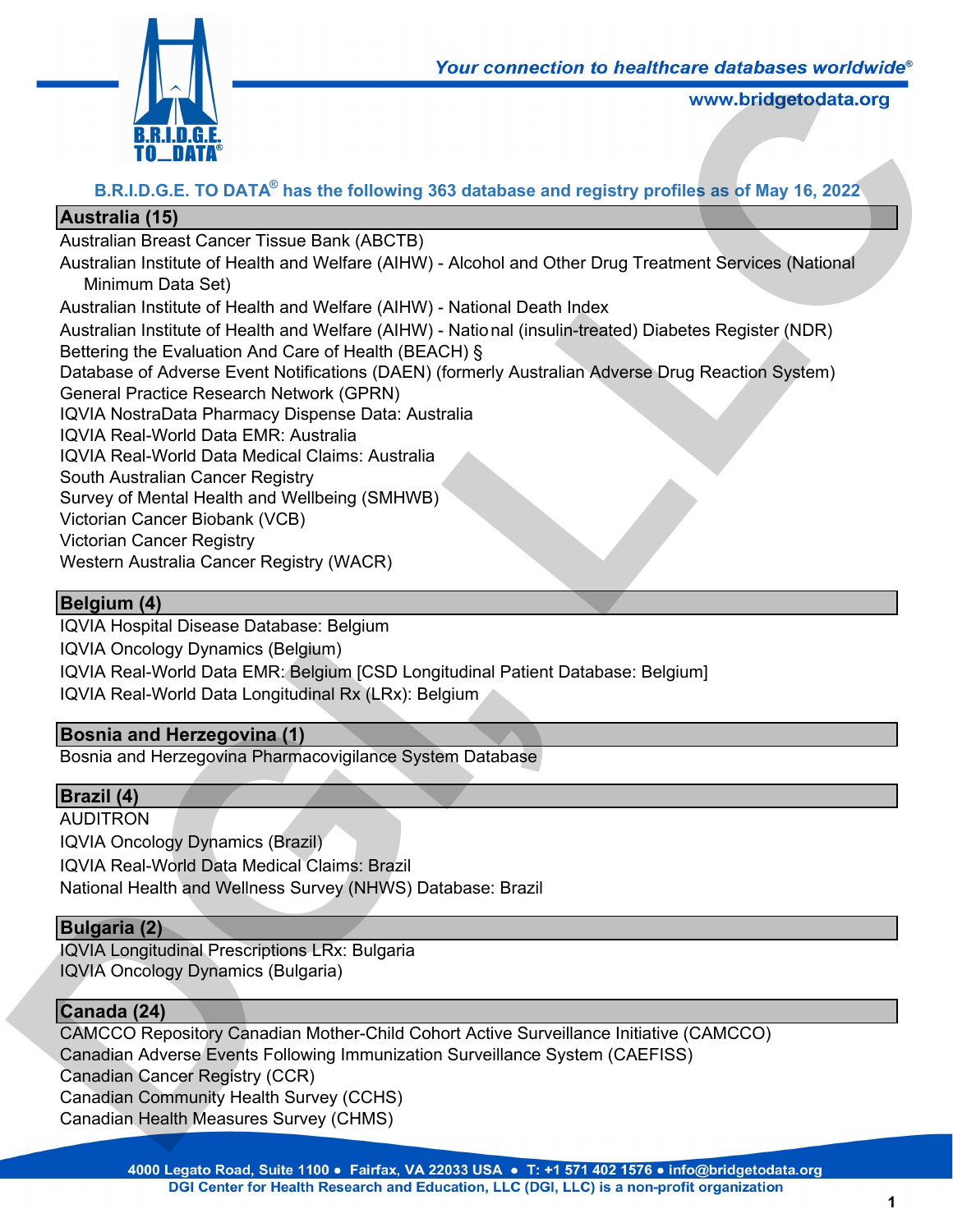*Your connection to healthcare databases worldwide®*

www.bridgetodata.org

**B.R.I.D.G.E. TO DATA® has the following 363 database and registry profiles as of May 16, 2022**

## Australia (15)

Australian Breast Cancer Tissue Bank (ABCTB)
Australian Institute of Health and Welfare (AIHW) - Alcohol and Other Drug Treatment Services (National Minimum Data Set)
Australian Institute of Health and Welfare (AIHW) - National Death Index
Australian Institute of Health and Welfare (AIHW) - National (insulin-treated) Diabetes Register (NDR)
Bettering the Evaluation And Care of Health (BEACH) §
Database of Adverse Event Notifications (DAEN) (formerly Australian Adverse Drug Reaction System)
General Practice Research Network (GPRN)
IQVIA NostraData Pharmacy Dispense Data: Australia
IQVIA Real-World Data EMR: Australia
IQVIA Real-World Data Medical Claims: Australia
South Australian Cancer Registry
Survey of Mental Health and Wellbeing (SMHWB)
Victorian Cancer Biobank (VCB)
Victorian Cancer Registry
Western Australia Cancer Registry (WACR)

## Belgium (4)

IQVIA Hospital Disease Database: Belgium
IQVIA Oncology Dynamics (Belgium)
IQVIA Real-World Data EMR: Belgium [CSD Longitudinal Patient Database: Belgium]
IQVIA Real-World Data Longitudinal Rx (LRx): Belgium

## Bosnia and Herzegovina (1)

Bosnia and Herzegovina Pharmacovigilance System Database

## Brazil (4)

AUDITRON
IQVIA Oncology Dynamics (Brazil)
IQVIA Real-World Data Medical Claims: Brazil
National Health and Wellness Survey (NHWS) Database: Brazil

## Bulgaria (2)

IQVIA Longitudinal Prescriptions LRx: Bulgaria
IQVIA Oncology Dynamics (Bulgaria)

## Canada (24)

CAMCCO Repository Canadian Mother-Child Cohort Active Surveillance Initiative (CAMCCO)
Canadian Adverse Events Following Immunization Surveillance System (CAEFISS)
Canadian Cancer Registry (CCR)
Canadian Community Health Survey (CCHS)
Canadian Health Measures Survey (CHMS)

4000 Legato Road, Suite 1100 • Fairfax, VA 22033 USA • T: +1 571 402 1576 • info@bridgetodata.org
DGI Center for Health Research and Education, LLC (DGI, LLC) is a non-profit organization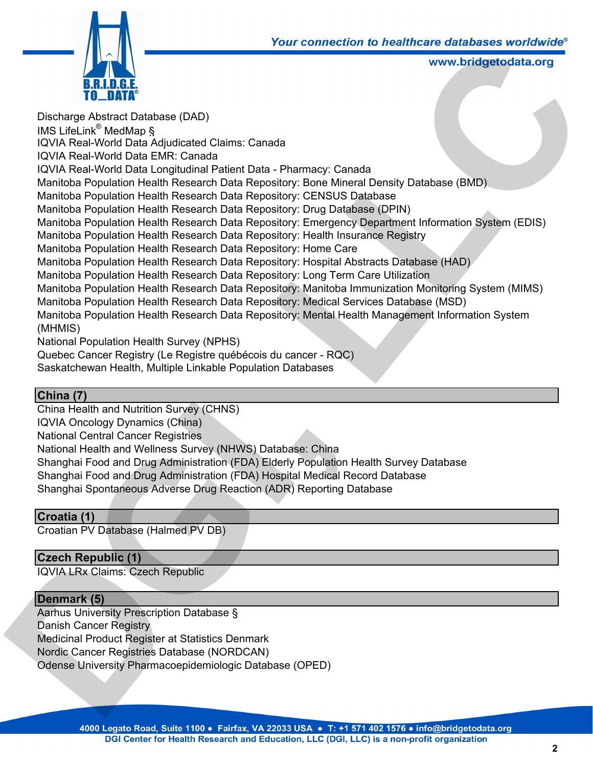Discharge Abstract Database (DAD)
IMS LifeLink® MedMap §
IQVIA Real-World Data Adjudicated Claims: Canada
IQVIA Real-World Data EMR: Canada
IQVIA Real-World Data Longitudinal Patient Data - Pharmacy: Canada
Manitoba Population Health Research Data Repository: Bone Mineral Density Database (BMD)
Manitoba Population Health Research Data Repository: CENSUS Database
Manitoba Population Health Research Data Repository: Drug Database (DPIN)
Manitoba Population Health Research Data Repository: Emergency Department Information System (EDIS)
Manitoba Population Health Research Data Repository: Health Insurance Registry
Manitoba Population Health Research Data Repository: Home Care
Manitoba Population Health Research Data Repository: Hospital Abstracts Database (HAD)
Manitoba Population Health Research Data Repository: Long Term Care Utilization
Manitoba Population Health Research Data Repository: Manitoba Immunization Monitoring System (MIMS)
Manitoba Population Health Research Data Repository: Medical Services Database (MSD)
Manitoba Population Health Research Data Repository: Mental Health Management Information System (MHMIS)
National Population Health Survey (NPHS)
Quebec Cancer Registry (Le Registre québécois du cancer - RQC)
Saskatchewan Health, Multiple Linkable Population Databases

## China (7)

China Health and Nutrition Survey (CHNS)
IQVIA Oncology Dynamics (China)
National Central Cancer Registries
National Health and Wellness Survey (NHWS) Database: China
Shanghai Food and Drug Administration (FDA) Elderly Population Health Survey Database
Shanghai Food and Drug Administration (FDA) Hospital Medical Record Database
Shanghai Spontaneous Adverse Drug Reaction (ADR) Reporting Database

## Croatia (1)

Croatian PV Database (Halmed PV DB)

## Czech Republic (1)

IQVIA LRx Claims: Czech Republic

## Denmark (5)

Aarhus University Prescription Database §
Danish Cancer Registry
Medicinal Product Register at Statistics Denmark
Nordic Cancer Registries Database (NORDCAN)
Odense University Pharmacoepidemiologic Database (OPED)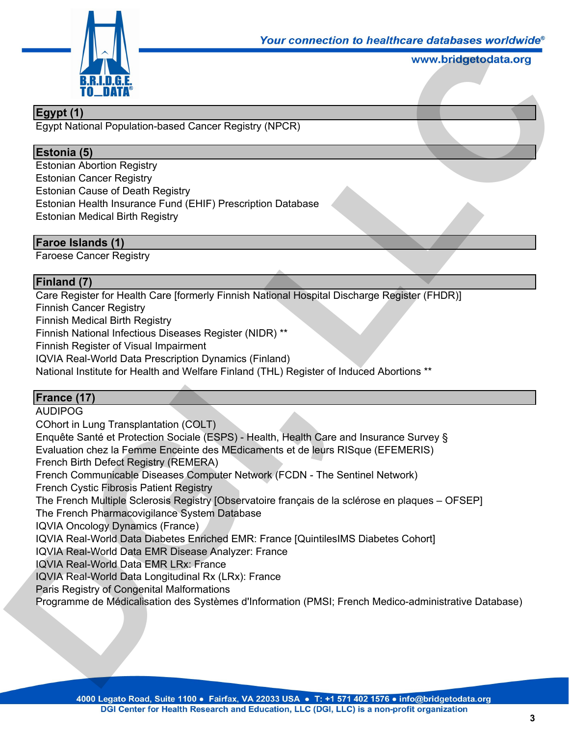## Egypt (1)

Egypt National Population-based Cancer Registry (NPCR)

## Estonia (5)

Estonian Abortion Registry
Estonian Cancer Registry
Estonian Cause of Death Registry
Estonian Health Insurance Fund (EHIF) Prescription Database
Estonian Medical Birth Registry

## Faroe Islands (1)

Faroese Cancer Registry

## Finland (7)

Care Register for Health Care [formerly Finnish National Hospital Discharge Register (FHDR)]
Finnish Cancer Registry
Finnish Medical Birth Registry
Finnish National Infectious Diseases Register (NIDR) **
Finnish Register of Visual Impairment
IQVIA Real-World Data Prescription Dynamics (Finland)
National Institute for Health and Welfare Finland (THL) Register of Induced Abortions **

## France (17)

AUDIPOG
COhort in Lung Transplantation (COLT)
Enquête Santé et Protection Sociale (ESPS) - Health, Health Care and Insurance Survey §
Evaluation chez la Femme Enceinte des MEdicaments et de leurs RISque (EFEMERIS)
French Birth Defect Registry (REMERA)
French Communicable Diseases Computer Network (FCDN - The Sentinel Network)
French Cystic Fibrosis Patient Registry
The French Multiple Sclerosis Registry [Observatoire français de la sclérose en plaques – OFSEP]
The French Pharmacovigilance System Database
IQVIA Oncology Dynamics (France)
IQVIA Real-World Data Diabetes Enriched EMR: France [QuintilesIMS Diabetes Cohort]
IQVIA Real-World Data EMR Disease Analyzer: France
IQVIA Real-World Data EMR LRx: France
IQVIA Real-World Data Longitudinal Rx (LRx): France
Paris Registry of Congenital Malformations
Programme de Médicalisation des Systèmes d'Information (PMSI; French Medico-administrative Database)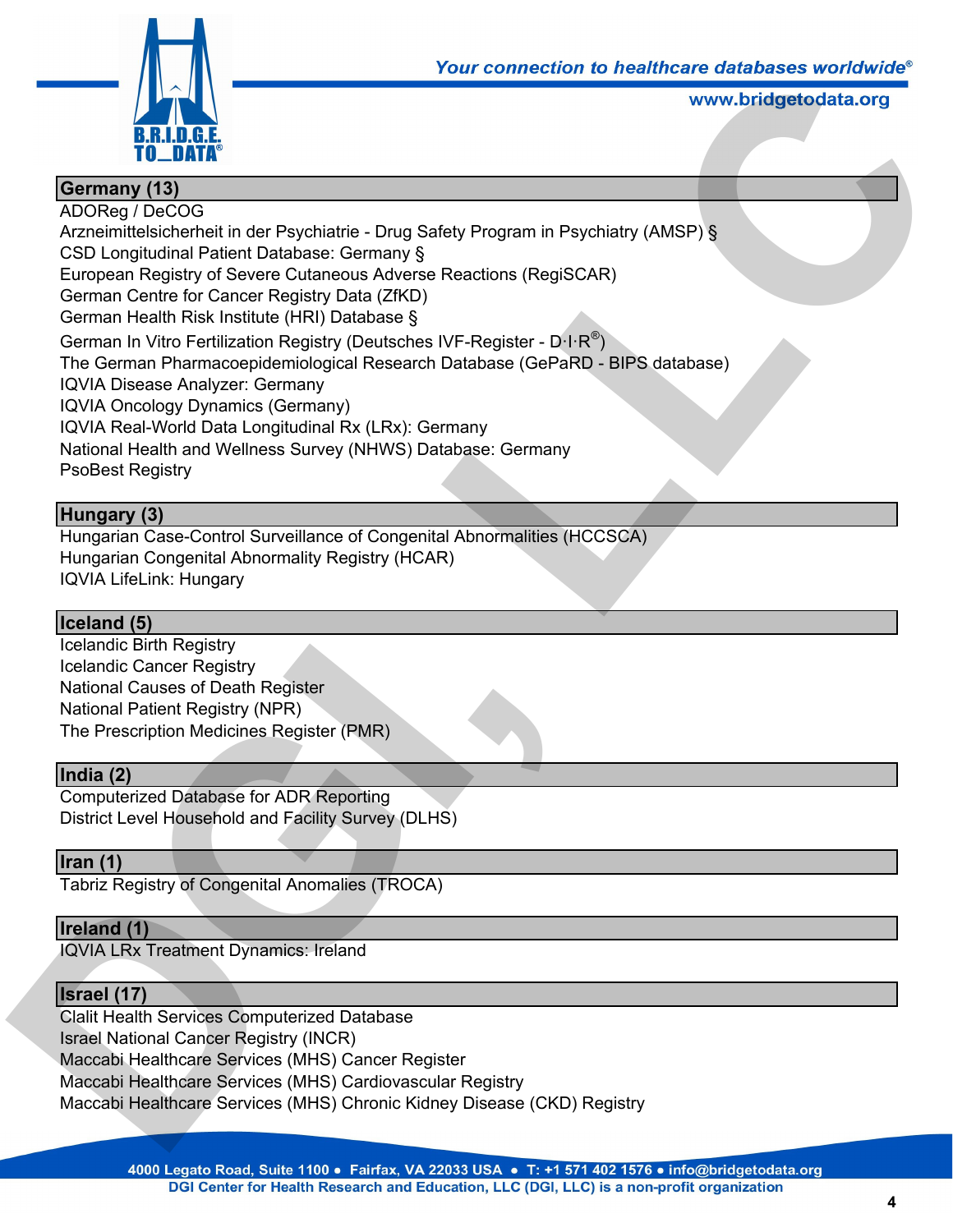## Germany (13)

ADOReg / DeCOG
Arzneimittelsicherheit in der Psychiatrie - Drug Safety Program in Psychiatry (AMSP) §
CSD Longitudinal Patient Database: Germany §
European Registry of Severe Cutaneous Adverse Reactions (RegiSCAR)
German Centre for Cancer Registry Data (ZfKD)
German Health Risk Institute (HRI) Database §
German In Vitro Fertilization Registry (Deutsches IVF-Register - D·I·R®)
The German Pharmacoepidemiological Research Database (GePaRD - BIPS database)
IQVIA Disease Analyzer: Germany
IQVIA Oncology Dynamics (Germany)
IQVIA Real-World Data Longitudinal Rx (LRx): Germany
National Health and Wellness Survey (NHWS) Database: Germany
PsoBest Registry

## Hungary (3)

Hungarian Case-Control Surveillance of Congenital Abnormalities (HCCSCA)
Hungarian Congenital Abnormality Registry (HCAR)
IQVIA LifeLink: Hungary

## Iceland (5)

Icelandic Birth Registry
Icelandic Cancer Registry
National Causes of Death Register
National Patient Registry (NPR)
The Prescription Medicines Register (PMR)

## India (2)

Computerized Database for ADR Reporting
District Level Household and Facility Survey (DLHS)

## Iran (1)

Tabriz Registry of Congenital Anomalies (TROCA)

## Ireland (1)

IQVIA LRx Treatment Dynamics: Ireland

## Israel (17)

Clalit Health Services Computerized Database
Israel National Cancer Registry (INCR)
Maccabi Healthcare Services (MHS) Cancer Register
Maccabi Healthcare Services (MHS) Cardiovascular Registry
Maccabi Healthcare Services (MHS) Chronic Kidney Disease (CKD) Registry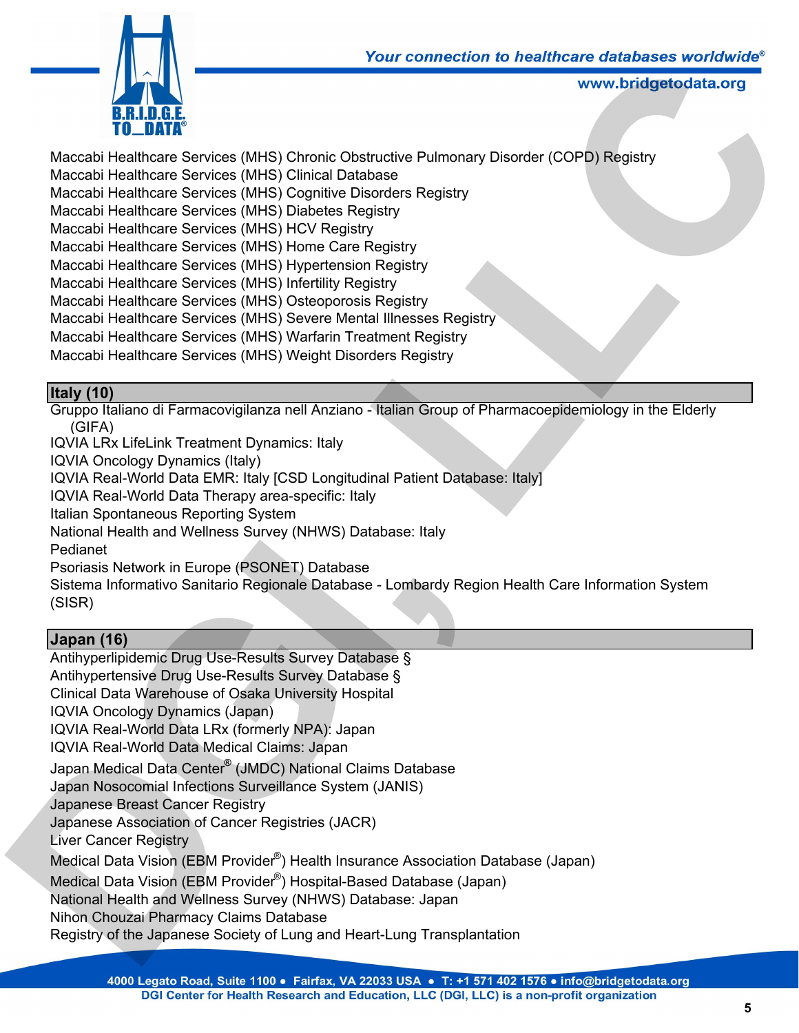Maccabi Healthcare Services (MHS) Chronic Obstructive Pulmonary Disorder (COPD) Registry
Maccabi Healthcare Services (MHS) Clinical Database
Maccabi Healthcare Services (MHS) Cognitive Disorders Registry
Maccabi Healthcare Services (MHS) Diabetes Registry
Maccabi Healthcare Services (MHS) HCV Registry
Maccabi Healthcare Services (MHS) Home Care Registry
Maccabi Healthcare Services (MHS) Hypertension Registry
Maccabi Healthcare Services (MHS) Infertility Registry
Maccabi Healthcare Services (MHS) Osteoporosis Registry
Maccabi Healthcare Services (MHS) Severe Mental Illnesses Registry
Maccabi Healthcare Services (MHS) Warfarin Treatment Registry
Maccabi Healthcare Services (MHS) Weight Disorders Registry

## Italy (10)

Gruppo Italiano di Farmacovigilanza nell Anziano - Italian Group of Pharmacoepidemiology in the Elderly (GIFA)
IQVIA LRx LifeLink Treatment Dynamics: Italy
IQVIA Oncology Dynamics (Italy)
IQVIA Real-World Data EMR: Italy [CSD Longitudinal Patient Database: Italy]
IQVIA Real-World Data Therapy area-specific: Italy
Italian Spontaneous Reporting System
National Health and Wellness Survey (NHWS) Database: Italy
Pedianet
Psoriasis Network in Europe (PSONET) Database
Sistema Informativo Sanitario Regionale Database - Lombardy Region Health Care Information System (SISR)

## Japan (16)

Antihyperlipidemic Drug Use-Results Survey Database §
Antihypertensive Drug Use-Results Survey Database §
Clinical Data Warehouse of Osaka University Hospital
IQVIA Oncology Dynamics (Japan)
IQVIA Real-World Data LRx (formerly NPA): Japan
IQVIA Real-World Data Medical Claims: Japan
Japan Medical Data Center® (JMDC) National Claims Database
Japan Nosocomial Infections Surveillance System (JANIS)
Japanese Breast Cancer Registry
Japanese Association of Cancer Registries (JACR)
Liver Cancer Registry
Medical Data Vision (EBM Provider®) Health Insurance Association Database (Japan)
Medical Data Vision (EBM Provider®) Hospital-Based Database (Japan)
National Health and Wellness Survey (NHWS) Database: Japan
Nihon Chouzai Pharmacy Claims Database
Registry of the Japanese Society of Lung and Heart-Lung Transplantation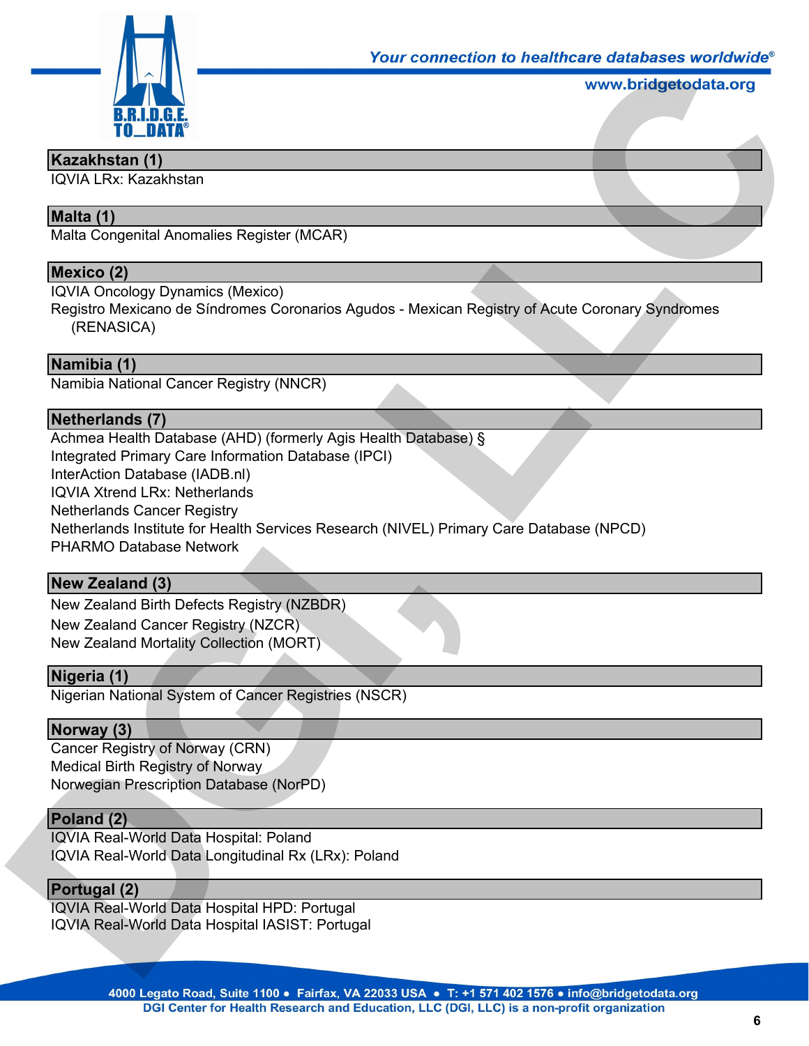## Kazakhstan (1)

IQVIA LRx: Kazakhstan

## Malta (1)

Malta Congenital Anomalies Register (MCAR)

## Mexico (2)

IQVIA Oncology Dynamics (Mexico)

Registro Mexicano de Síndromes Coronarios Agudos - Mexican Registry of Acute Coronary Syndromes (RENASICA)

## Namibia (1)

Namibia National Cancer Registry (NNCR)

## Netherlands (7)

Achmea Health Database (AHD) (formerly Agis Health Database) §

Integrated Primary Care Information Database (IPCI)

InterAction Database (IADB.nl)

IQVIA Xtrend LRx: Netherlands

Netherlands Cancer Registry

Netherlands Institute for Health Services Research (NIVEL) Primary Care Database (NPCD)

PHARMO Database Network

## New Zealand (3)

New Zealand Birth Defects Registry (NZBDR)

New Zealand Cancer Registry (NZCR)

New Zealand Mortality Collection (MORT)

## Nigeria (1)

Nigerian National System of Cancer Registries (NSCR)

## Norway (3)

Cancer Registry of Norway (CRN)

Medical Birth Registry of Norway

Norwegian Prescription Database (NorPD)

## Poland (2)

IQVIA Real-World Data Hospital: Poland

IQVIA Real-World Data Longitudinal Rx (LRx): Poland

## Portugal (2)

IQVIA Real-World Data Hospital HPD: Portugal

IQVIA Real-World Data Hospital IASIST: Portugal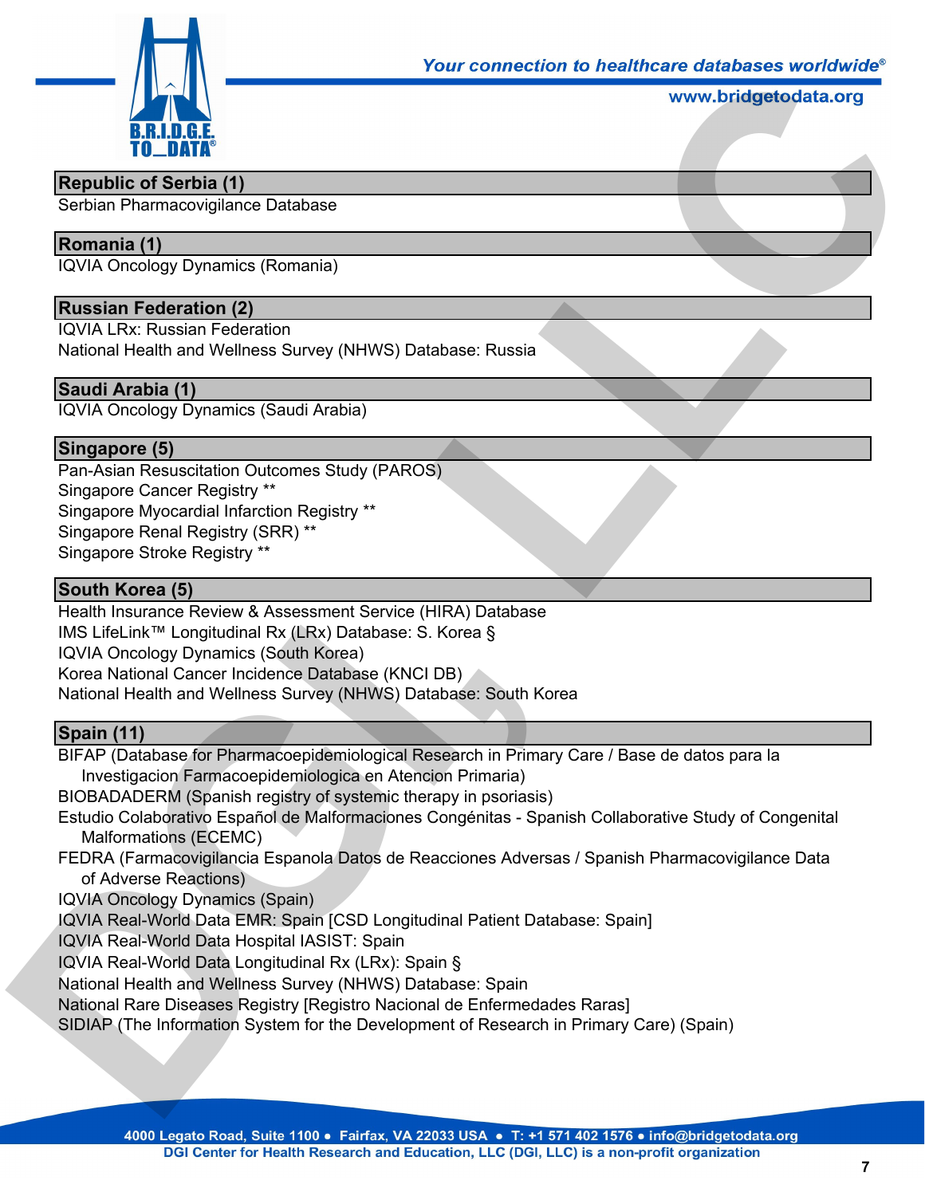## Republic of Serbia (1)

Serbian Pharmacovigilance Database

## Romania (1)

IQVIA Oncology Dynamics (Romania)

## Russian Federation (2)

IQVIA LRx: Russian Federation
National Health and Wellness Survey (NHWS) Database: Russia

## Saudi Arabia (1)

IQVIA Oncology Dynamics (Saudi Arabia)

## Singapore (5)

Pan-Asian Resuscitation Outcomes Study (PAROS)
Singapore Cancer Registry **
Singapore Myocardial Infarction Registry **
Singapore Renal Registry (SRR) **
Singapore Stroke Registry **

## South Korea (5)

Health Insurance Review & Assessment Service (HIRA) Database
IMS LifeLink™ Longitudinal Rx (LRx) Database: S. Korea §
IQVIA Oncology Dynamics (South Korea)
Korea National Cancer Incidence Database (KNCI DB)
National Health and Wellness Survey (NHWS) Database: South Korea

## Spain (11)

BIFAP (Database for Pharmacoepidemiological Research in Primary Care / Base de datos para la Investigacion Farmacoepidemiologica en Atencion Primaria)
BIOBADADERM (Spanish registry of systemic therapy in psoriasis)
Estudio Colaborativo Español de Malformaciones Congénitas - Spanish Collaborative Study of Congenital Malformations (ECEMC)
FEDRA (Farmacovigilancia Espanola Datos de Reacciones Adversas / Spanish Pharmacovigilance Data of Adverse Reactions)
IQVIA Oncology Dynamics (Spain)
IQVIA Real-World Data EMR: Spain [CSD Longitudinal Patient Database: Spain]
IQVIA Real-World Data Hospital IASIST: Spain
IQVIA Real-World Data Longitudinal Rx (LRx): Spain §
National Health and Wellness Survey (NHWS) Database: Spain
National Rare Diseases Registry [Registro Nacional de Enfermedades Raras]
SIDIAP (The Information System for the Development of Research in Primary Care) (Spain)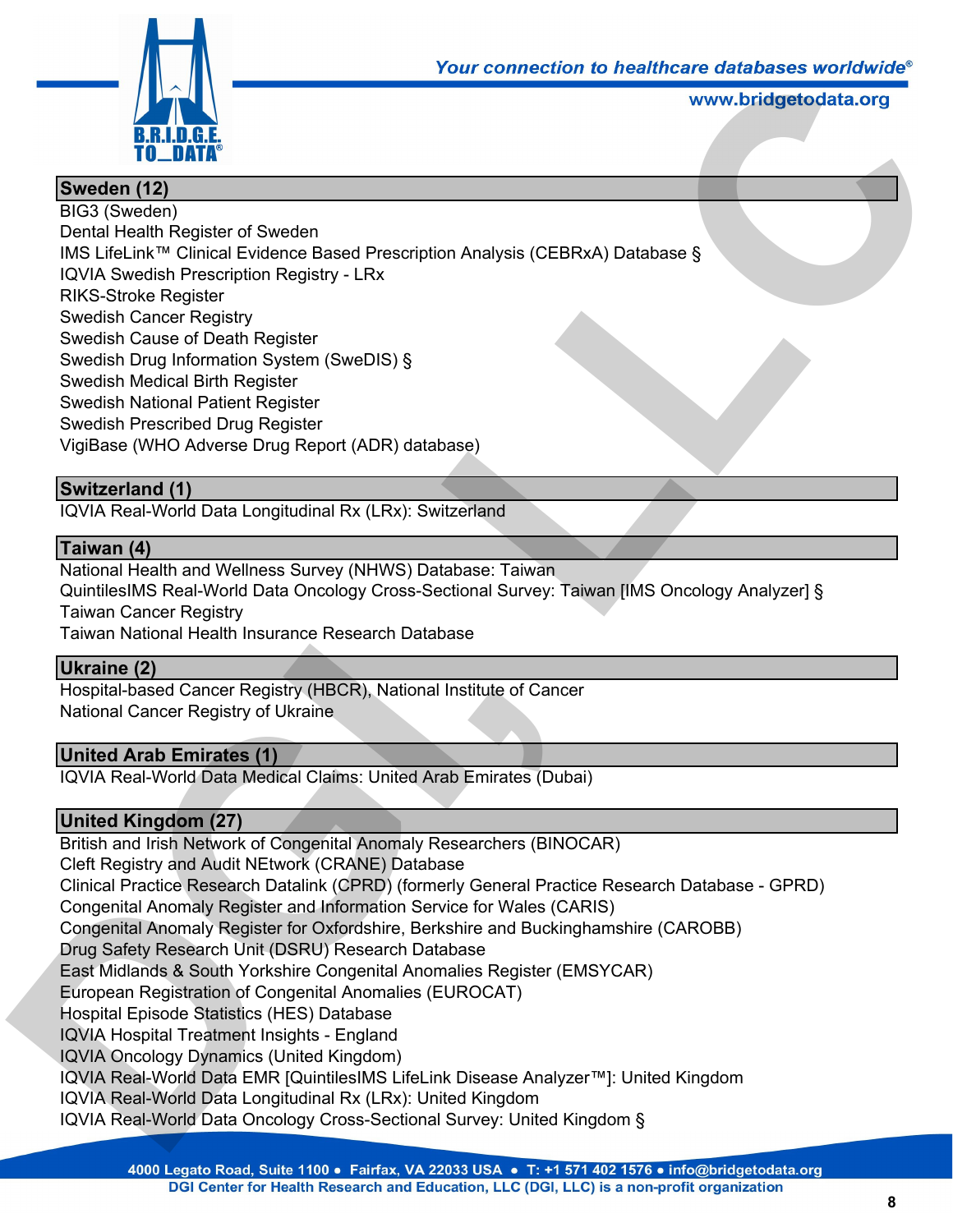## Sweden (12)

BIG3 (Sweden)
Dental Health Register of Sweden
IMS LifeLink™ Clinical Evidence Based Prescription Analysis (CEBRxA) Database §
IQVIA Swedish Prescription Registry - LRx
RIKS-Stroke Register
Swedish Cancer Registry
Swedish Cause of Death Register
Swedish Drug Information System (SweDIS) §
Swedish Medical Birth Register
Swedish National Patient Register
Swedish Prescribed Drug Register
VigiBase (WHO Adverse Drug Report (ADR) database)

## Switzerland (1)

IQVIA Real-World Data Longitudinal Rx (LRx): Switzerland

## Taiwan (4)

National Health and Wellness Survey (NHWS) Database: Taiwan
QuintilesIMS Real-World Data Oncology Cross-Sectional Survey: Taiwan [IMS Oncology Analyzer] §
Taiwan Cancer Registry
Taiwan National Health Insurance Research Database

## Ukraine (2)

Hospital-based Cancer Registry (HBCR), National Institute of Cancer
National Cancer Registry of Ukraine

## United Arab Emirates (1)

IQVIA Real-World Data Medical Claims: United Arab Emirates (Dubai)

## United Kingdom (27)

British and Irish Network of Congenital Anomaly Researchers (BINOCAR)
Cleft Registry and Audit NEtwork (CRANE) Database
Clinical Practice Research Datalink (CPRD) (formerly General Practice Research Database - GPRD)
Congenital Anomaly Register and Information Service for Wales (CARIS)
Congenital Anomaly Register for Oxfordshire, Berkshire and Buckinghamshire (CAROBB)
Drug Safety Research Unit (DSRU) Research Database
East Midlands & South Yorkshire Congenital Anomalies Register (EMSYCAR)
European Registration of Congenital Anomalies (EUROCAT)
Hospital Episode Statistics (HES) Database
IQVIA Hospital Treatment Insights - England
IQVIA Oncology Dynamics (United Kingdom)
IQVIA Real-World Data EMR [QuintilesIMS LifeLink Disease Analyzer™]: United Kingdom
IQVIA Real-World Data Longitudinal Rx (LRx): United Kingdom
IQVIA Real-World Data Oncology Cross-Sectional Survey: United Kingdom §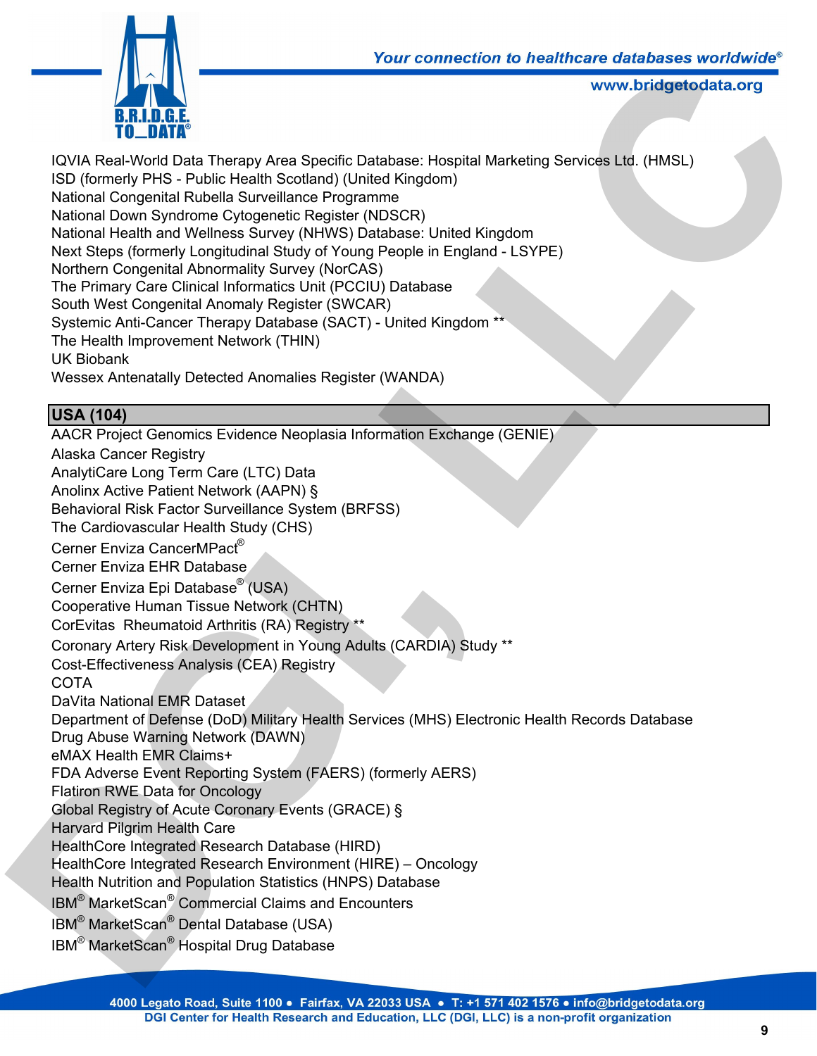IQVIA Real-World Data Therapy Area Specific Database: Hospital Marketing Services Ltd. (HMSL)
ISD (formerly PHS - Public Health Scotland) (United Kingdom)
National Congenital Rubella Surveillance Programme
National Down Syndrome Cytogenetic Register (NDSCR)
National Health and Wellness Survey (NHWS) Database: United Kingdom
Next Steps (formerly Longitudinal Study of Young People in England - LSYPE)
Northern Congenital Abnormality Survey (NorCAS)
The Primary Care Clinical Informatics Unit (PCCIU) Database
South West Congenital Anomaly Register (SWCAR)
Systemic Anti-Cancer Therapy Database (SACT) - United Kingdom **
The Health Improvement Network (THIN)
UK Biobank
Wessex Antenatally Detected Anomalies Register (WANDA)

## USA (104)

AACR Project Genomics Evidence Neoplasia Information Exchange (GENIE)
Alaska Cancer Registry
AnalytiCare Long Term Care (LTC) Data
Anolinx Active Patient Network (AAPN) §
Behavioral Risk Factor Surveillance System (BRFSS)
The Cardiovascular Health Study (CHS)
Cerner Enviza CancerMPact®
Cerner Enviza EHR Database
Cerner Enviza Epi Database® (USA)
Cooperative Human Tissue Network (CHTN)
CorEvitas Rheumatoid Arthritis (RA) Registry **
Coronary Artery Risk Development in Young Adults (CARDIA) Study **
Cost-Effectiveness Analysis (CEA) Registry
COTA
DaVita National EMR Dataset
Department of Defense (DoD) Military Health Services (MHS) Electronic Health Records Database
Drug Abuse Warning Network (DAWN)
eMAX Health EMR Claims+
FDA Adverse Event Reporting System (FAERS) (formerly AERS)
Flatiron RWE Data for Oncology
Global Registry of Acute Coronary Events (GRACE) §
Harvard Pilgrim Health Care
HealthCore Integrated Research Database (HIRD)
HealthCore Integrated Research Environment (HIRE) – Oncology
Health Nutrition and Population Statistics (HNPS) Database
IBM® MarketScan® Commercial Claims and Encounters
IBM® MarketScan® Dental Database (USA)
IBM® MarketScan® Hospital Drug Database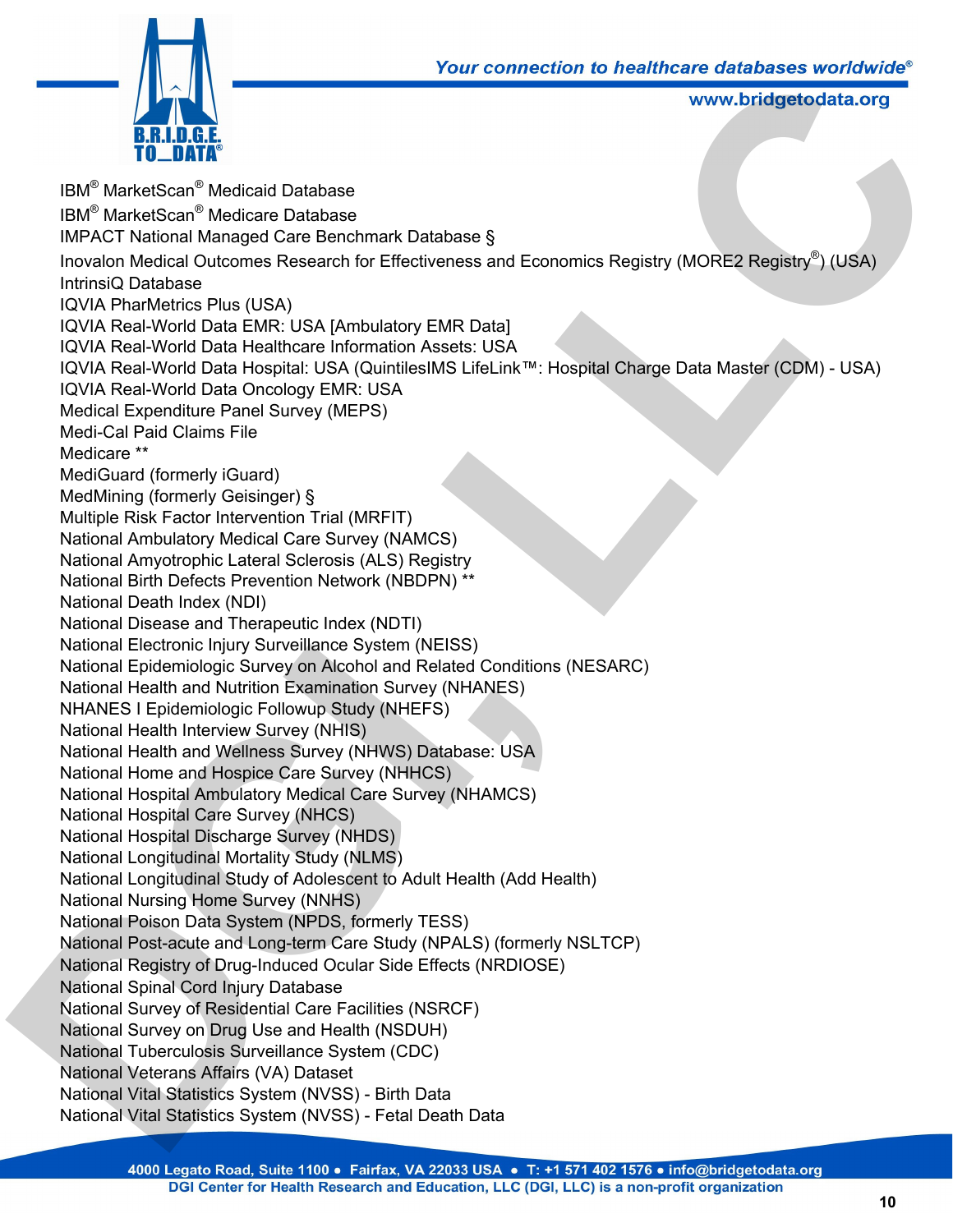IBM® MarketScan® Medicaid Database
IBM® MarketScan® Medicare Database
IMPACT National Managed Care Benchmark Database §
Inovalon Medical Outcomes Research for Effectiveness and Economics Registry (MORE2 Registry®) (USA)
IntrinsiQ Database
IQVIA PharMetrics Plus (USA)
IQVIA Real-World Data EMR: USA [Ambulatory EMR Data]
IQVIA Real-World Data Healthcare Information Assets: USA
IQVIA Real-World Data Hospital: USA (QuintilesIMS LifeLink™: Hospital Charge Data Master (CDM) - USA)
IQVIA Real-World Data Oncology EMR: USA
Medical Expenditure Panel Survey (MEPS)
Medi-Cal Paid Claims File
Medicare **
MediGuard (formerly iGuard)
MedMining (formerly Geisinger) §
Multiple Risk Factor Intervention Trial (MRFIT)
National Ambulatory Medical Care Survey (NAMCS)
National Amyotrophic Lateral Sclerosis (ALS) Registry
National Birth Defects Prevention Network (NBDPN) **
National Death Index (NDI)
National Disease and Therapeutic Index (NDTI)
National Electronic Injury Surveillance System (NEISS)
National Epidemiologic Survey on Alcohol and Related Conditions (NESARC)
National Health and Nutrition Examination Survey (NHANES)
NHANES I Epidemiologic Followup Study (NHEFS)
National Health Interview Survey (NHIS)
National Health and Wellness Survey (NHWS) Database: USA
National Home and Hospice Care Survey (NHHCS)
National Hospital Ambulatory Medical Care Survey (NHAMCS)
National Hospital Care Survey (NHCS)
National Hospital Discharge Survey (NHDS)
National Longitudinal Mortality Study (NLMS)
National Longitudinal Study of Adolescent to Adult Health (Add Health)
National Nursing Home Survey (NNHS)
National Poison Data System (NPDS, formerly TESS)
National Post-acute and Long-term Care Study (NPALS) (formerly NSLTCP)
National Registry of Drug-Induced Ocular Side Effects (NRDIOSE)
National Spinal Cord Injury Database
National Survey of Residential Care Facilities (NSRCF)
National Survey on Drug Use and Health (NSDUH)
National Tuberculosis Surveillance System (CDC)
National Veterans Affairs (VA) Dataset
National Vital Statistics System (NVSS) - Birth Data
National Vital Statistics System (NVSS) - Fetal Death Data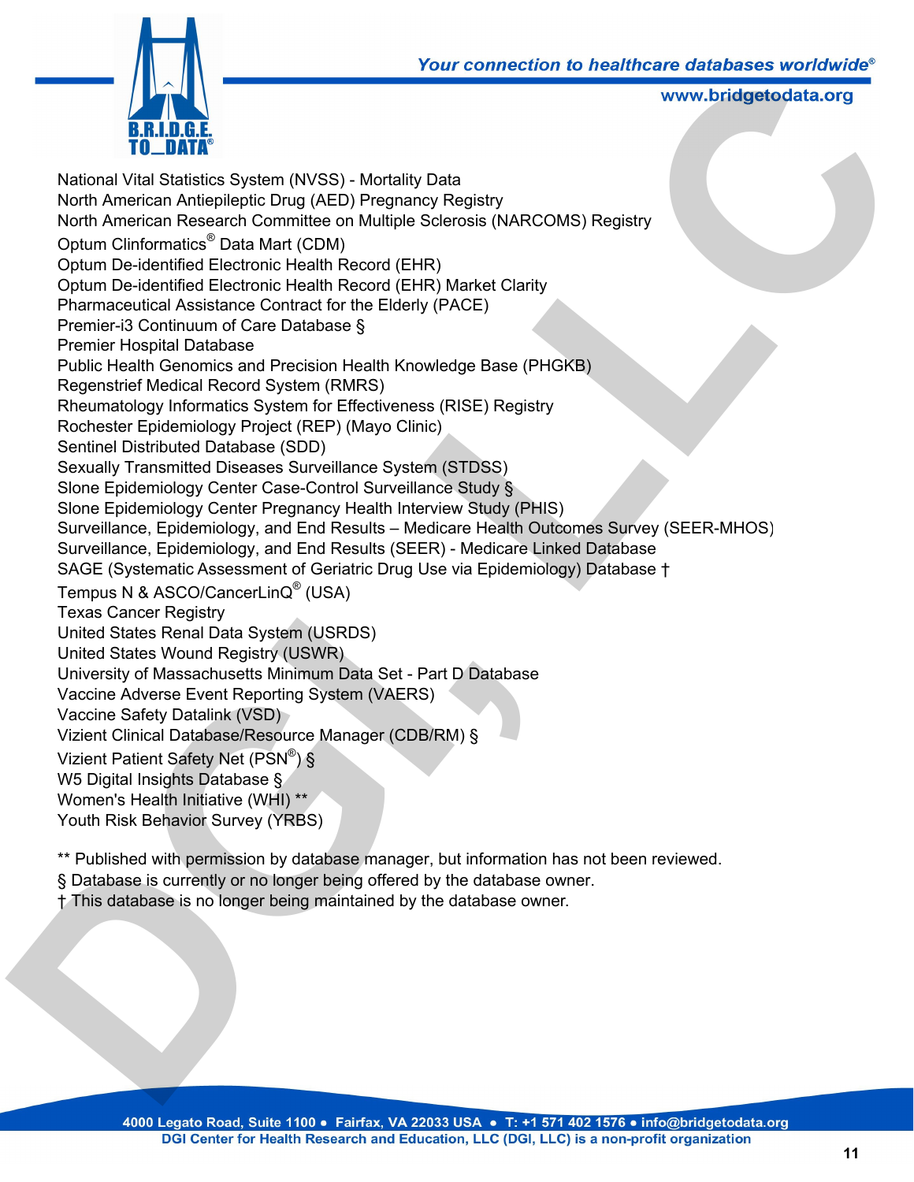National Vital Statistics System (NVSS) - Mortality Data
North American Antiepileptic Drug (AED) Pregnancy Registry
North American Research Committee on Multiple Sclerosis (NARCOMS) Registry
Optum Clinformatics® Data Mart (CDM)
Optum De-identified Electronic Health Record (EHR)
Optum De-identified Electronic Health Record (EHR) Market Clarity
Pharmaceutical Assistance Contract for the Elderly (PACE)
Premier-i3 Continuum of Care Database §
Premier Hospital Database
Public Health Genomics and Precision Health Knowledge Base (PHGKB)
Regenstrief Medical Record System (RMRS)
Rheumatology Informatics System for Effectiveness (RISE) Registry
Rochester Epidemiology Project (REP) (Mayo Clinic)
Sentinel Distributed Database (SDD)
Sexually Transmitted Diseases Surveillance System (STDSS)
Slone Epidemiology Center Case-Control Surveillance Study §
Slone Epidemiology Center Pregnancy Health Interview Study (PHIS)
Surveillance, Epidemiology, and End Results – Medicare Health Outcomes Survey (SEER-MHOS)
Surveillance, Epidemiology, and End Results (SEER) - Medicare Linked Database
SAGE (Systematic Assessment of Geriatric Drug Use via Epidemiology) Database †
Tempus N & ASCO/CancerLinQ® (USA)
Texas Cancer Registry
United States Renal Data System (USRDS)
United States Wound Registry (USWR)
University of Massachusetts Minimum Data Set - Part D Database
Vaccine Adverse Event Reporting System (VAERS)
Vaccine Safety Datalink (VSD)
Vizient Clinical Database/Resource Manager (CDB/RM) §
Vizient Patient Safety Net (PSN®) §
W5 Digital Insights Database §
Women's Health Initiative (WHI) **
Youth Risk Behavior Survey (YRBS)

** Published with permission by database manager, but information has not been reviewed.
§ Database is currently or no longer being offered by the database owner.
† This database is no longer being maintained by the database owner.